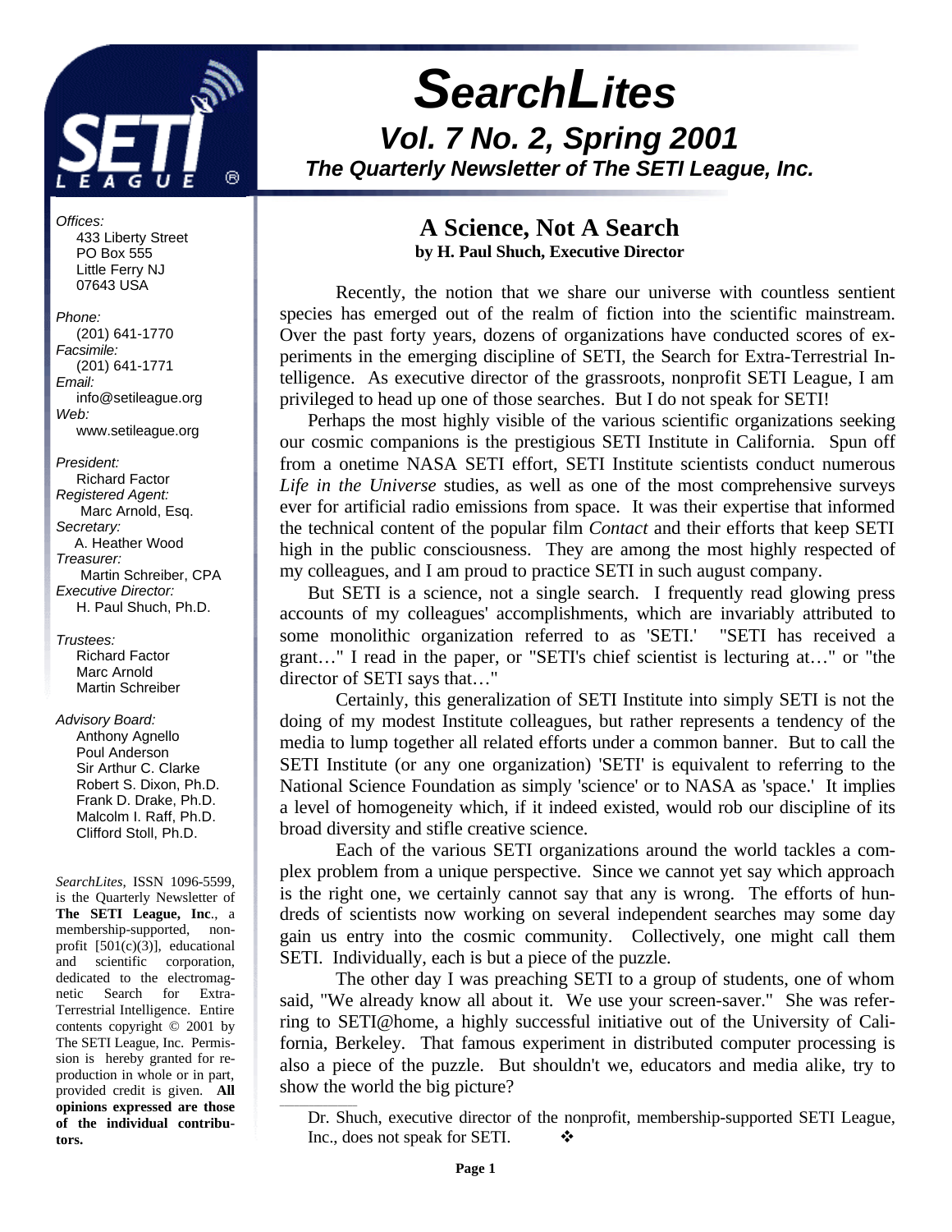# *SearchLites*

## *Vol. 7 No. 2, Spring 2001*

***The Quarterly Newsletter of The SETI League, Inc.***

*Offices:*
433 Liberty Street
PO Box 555
Little Ferry NJ
07643 USA

*Phone:*
(201) 641-1770
*Facsimile:*
(201) 641-1771
*Email:*
info@setileague.org
*Web:*
www.setileague.org

*President:*
Richard Factor
*Registered Agent:*
Marc Arnold, Esq.
*Secretary:*
A. Heather Wood
*Treasurer:*
Martin Schreiber, CPA
*Executive Director:*
H. Paul Shuch, Ph.D.

*Trustees:*
Richard Factor
Marc Arnold
Martin Schreiber

*Advisory Board:*
Anthony Agnello
Poul Anderson
Sir Arthur C. Clarke
Robert S. Dixon, Ph.D.
Frank D. Drake, Ph.D.
Malcolm I. Raff, Ph.D.
Clifford Stoll, Ph.D.

*SearchLites*, ISSN 1096-5599, is the Quarterly Newsletter of **The SETI League, Inc**., a membership-supported, nonprofit [501(c)(3)], educational and scientific corporation, dedicated to the electromagnetic Search for Extra-Terrestrial Intelligence. Entire contents copyright © 2001 by The SETI League, Inc. Permission is hereby granted for reproduction in whole or in part, provided credit is given. **All opinions expressed are those of the individual contributors.**

## A Science, Not A Search

**by H. Paul Shuch, Executive Director**

Recently, the notion that we share our universe with countless sentient species has emerged out of the realm of fiction into the scientific mainstream. Over the past forty years, dozens of organizations have conducted scores of experiments in the emerging discipline of SETI, the Search for Extra-Terrestrial Intelligence. As executive director of the grassroots, nonprofit SETI League, I am privileged to head up one of those searches. But I do not speak for SETI!

Perhaps the most highly visible of the various scientific organizations seeking our cosmic companions is the prestigious SETI Institute in California. Spun off from a onetime NASA SETI effort, SETI Institute scientists conduct numerous *Life in the Universe* studies, as well as one of the most comprehensive surveys ever for artificial radio emissions from space. It was their expertise that informed the technical content of the popular film *Contact* and their efforts that keep SETI high in the public consciousness. They are among the most highly respected of my colleagues, and I am proud to practice SETI in such august company.

But SETI is a science, not a single search. I frequently read glowing press accounts of my colleagues' accomplishments, which are invariably attributed to some monolithic organization referred to as 'SETI.' "SETI has received a grant…" I read in the paper, or "SETI's chief scientist is lecturing at…" or "the director of SETI says that…"

Certainly, this generalization of SETI Institute into simply SETI is not the doing of my modest Institute colleagues, but rather represents a tendency of the media to lump together all related efforts under a common banner. But to call the SETI Institute (or any one organization) 'SETI' is equivalent to referring to the National Science Foundation as simply 'science' or to NASA as 'space.' It implies a level of homogeneity which, if it indeed existed, would rob our discipline of its broad diversity and stifle creative science.

Each of the various SETI organizations around the world tackles a complex problem from a unique perspective. Since we cannot yet say which approach is the right one, we certainly cannot say that any is wrong. The efforts of hundreds of scientists now working on several independent searches may some day gain us entry into the cosmic community. Collectively, one might call them SETI. Individually, each is but a piece of the puzzle.

The other day I was preaching SETI to a group of students, one of whom said, "We already know all about it. We use your screen-saver." She was referring to SETI@home, a highly successful initiative out of the University of California, Berkeley. That famous experiment in distributed computer processing is also a piece of the puzzle. But shouldn't we, educators and media alike, try to show the world the big picture?

---

Dr. Shuch, executive director of the nonprofit, membership-supported SETI League, Inc., does not speak for SETI. ❖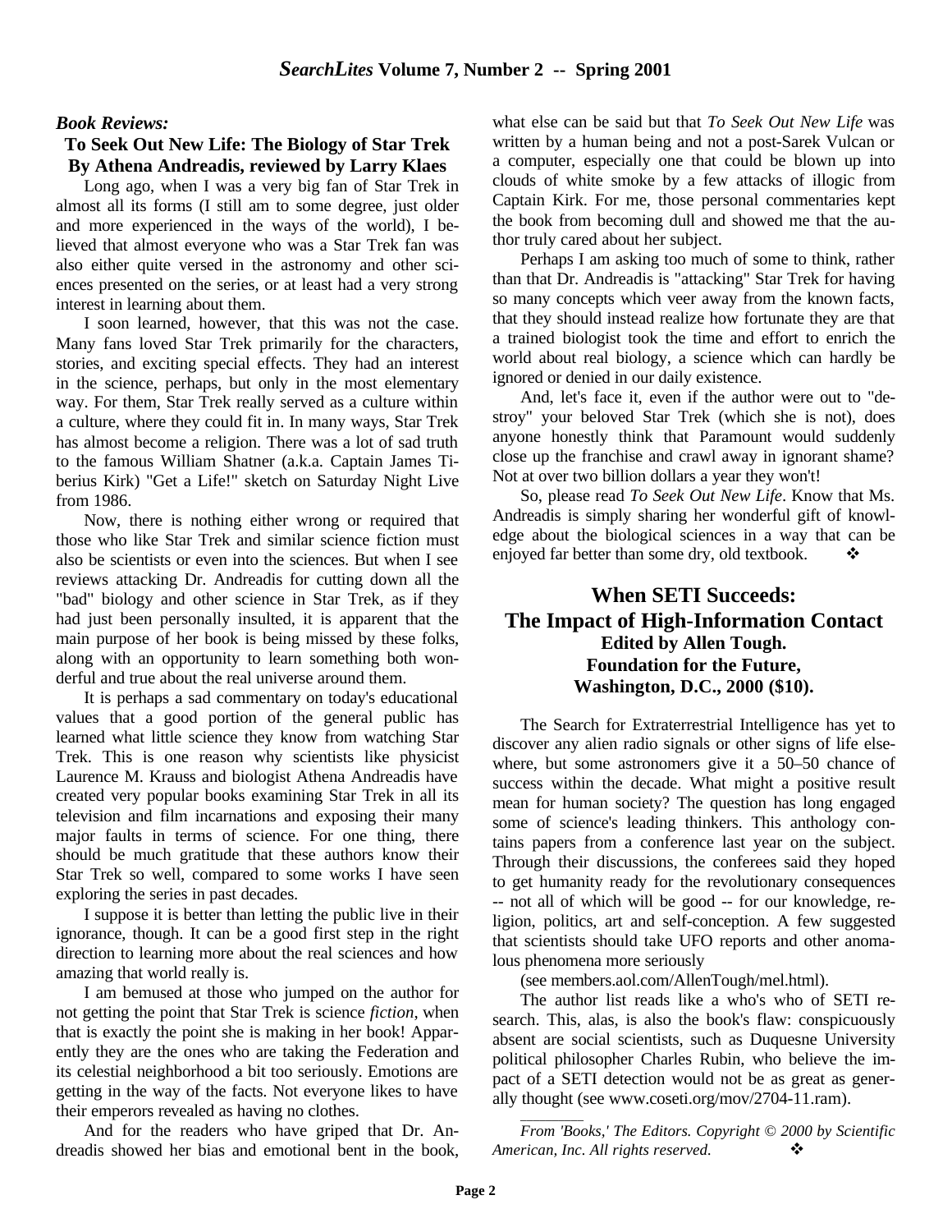## *Book Reviews:*

### To Seek Out New Life: The Biology of Star Trek By Athena Andreadis, reviewed by Larry Klaes

Long ago, when I was a very big fan of Star Trek in almost all its forms (I still am to some degree, just older and more experienced in the ways of the world), I believed that almost everyone who was a Star Trek fan was also either quite versed in the astronomy and other sciences presented on the series, or at least had a very strong interest in learning about them.

I soon learned, however, that this was not the case. Many fans loved Star Trek primarily for the characters, stories, and exciting special effects. They had an interest in the science, perhaps, but only in the most elementary way. For them, Star Trek really served as a culture within a culture, where they could fit in. In many ways, Star Trek has almost become a religion. There was a lot of sad truth to the famous William Shatner (a.k.a. Captain James Tiberius Kirk) "Get a Life!" sketch on Saturday Night Live from 1986.

Now, there is nothing either wrong or required that those who like Star Trek and similar science fiction must also be scientists or even into the sciences. But when I see reviews attacking Dr. Andreadis for cutting down all the "bad" biology and other science in Star Trek, as if they had just been personally insulted, it is apparent that the main purpose of her book is being missed by these folks, along with an opportunity to learn something both wonderful and true about the real universe around them.

It is perhaps a sad commentary on today's educational values that a good portion of the general public has learned what little science they know from watching Star Trek. This is one reason why scientists like physicist Laurence M. Krauss and biologist Athena Andreadis have created very popular books examining Star Trek in all its television and film incarnations and exposing their many major faults in terms of science. For one thing, there should be much gratitude that these authors know their Star Trek so well, compared to some works I have seen exploring the series in past decades.

I suppose it is better than letting the public live in their ignorance, though. It can be a good first step in the right direction to learning more about the real sciences and how amazing that world really is.

I am bemused at those who jumped on the author for not getting the point that Star Trek is science *fiction*, when that is exactly the point she is making in her book! Apparently they are the ones who are taking the Federation and its celestial neighborhood a bit too seriously. Emotions are getting in the way of the facts. Not everyone likes to have their emperors revealed as having no clothes.

And for the readers who have griped that Dr. Andreadis showed her bias and emotional bent in the book, what else can be said but that *To Seek Out New Life* was written by a human being and not a post-Sarek Vulcan or a computer, especially one that could be blown up into clouds of white smoke by a few attacks of illogic from Captain Kirk. For me, those personal commentaries kept the book from becoming dull and showed me that the author truly cared about her subject.

Perhaps I am asking too much of some to think, rather than that Dr. Andreadis is "attacking" Star Trek for having so many concepts which veer away from the known facts, that they should instead realize how fortunate they are that a trained biologist took the time and effort to enrich the world about real biology, a science which can hardly be ignored or denied in our daily existence.

And, let's face it, even if the author were out to "destroy" your beloved Star Trek (which she is not), does anyone honestly think that Paramount would suddenly close up the franchise and crawl away in ignorant shame? Not at over two billion dollars a year they won't!

So, please read *To Seek Out New Life*. Know that Ms. Andreadis is simply sharing her wonderful gift of knowledge about the biological sciences in a way that can be enjoyed far better than some dry, old textbook. ❖

## When SETI Succeeds: The Impact of High-Information Contact

**Edited by Allen Tough.**
**Foundation for the Future,**
**Washington, D.C., 2000 ($10).**

The Search for Extraterrestrial Intelligence has yet to discover any alien radio signals or other signs of life elsewhere, but some astronomers give it a 50–50 chance of success within the decade. What might a positive result mean for human society? The question has long engaged some of science's leading thinkers. This anthology contains papers from a conference last year on the subject. Through their discussions, the conferees said they hoped to get humanity ready for the revolutionary consequences -- not all of which will be good -- for our knowledge, religion, politics, art and self-conception. A few suggested that scientists should take UFO reports and other anomalous phenomena more seriously

(see members.aol.com/AllenTough/mel.html).

The author list reads like a who's who of SETI research. This, alas, is also the book's flaw: conspicuously absent are social scientists, such as Duquesne University political philosopher Charles Rubin, who believe the impact of a SETI detection would not be as great as generally thought (see www.coseti.org/mov/2704-11.ram).

---

*From 'Books,' The Editors. Copyright © 2000 by Scientific American, Inc. All rights reserved.* ❖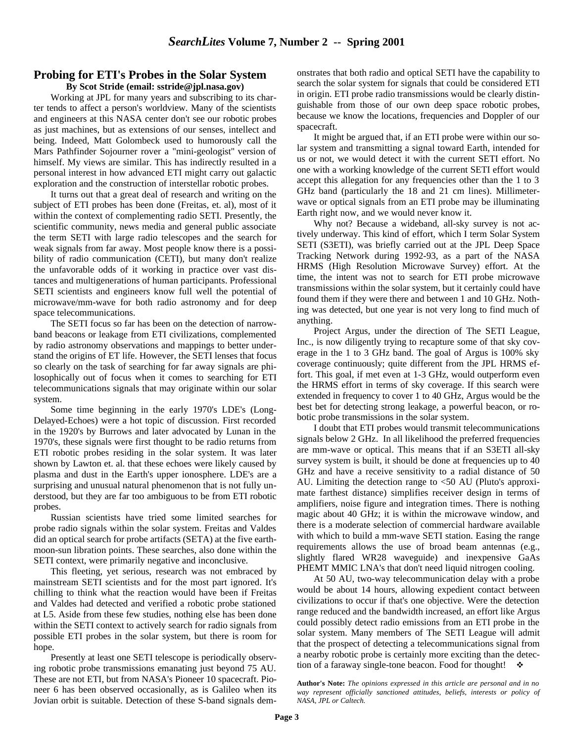## Probing for ETI's Probes in the Solar System

**By Scot Stride (email: sstride@jpl.nasa.gov)**

Working at JPL for many years and subscribing to its charter tends to affect a person's worldview. Many of the scientists and engineers at this NASA center don't see our robotic probes as just machines, but as extensions of our senses, intellect and being. Indeed, Matt Golombeck used to humorously call the Mars Pathfinder Sojourner rover a "mini-geologist" version of himself. My views are similar. This has indirectly resulted in a personal interest in how advanced ETI might carry out galactic exploration and the construction of interstellar robotic probes.

It turns out that a great deal of research and writing on the subject of ETI probes has been done (Freitas, et. al), most of it within the context of complementing radio SETI. Presently, the scientific community, news media and general public associate the term SETI with large radio telescopes and the search for weak signals from far away. Most people know there is a possibility of radio communication (CETI), but many don't realize the unfavorable odds of it working in practice over vast distances and multigenerations of human participants. Professional SETI scientists and engineers know full well the potential of microwave/mm-wave for both radio astronomy and for deep space telecommunications.

The SETI focus so far has been on the detection of narrowband beacons or leakage from ETI civilizations, complemented by radio astronomy observations and mappings to better understand the origins of ET life. However, the SETI lenses that focus so clearly on the task of searching for far away signals are philosophically out of focus when it comes to searching for ETI telecommunications signals that may originate within our solar system.

Some time beginning in the early 1970's LDE's (Long-Delayed-Echoes) were a hot topic of discussion. First recorded in the 1920's by Burrows and later advocated by Lunan in the 1970's, these signals were first thought to be radio returns from ETI robotic probes residing in the solar system. It was later shown by Lawton et. al. that these echoes were likely caused by plasma and dust in the Earth's upper ionosphere. LDE's are a surprising and unusual natural phenomenon that is not fully understood, but they are far too ambiguous to be from ETI robotic probes.

Russian scientists have tried some limited searches for probe radio signals within the solar system. Freitas and Valdes did an optical search for probe artifacts (SETA) at the five earth-moon-sun libration points. These searches, also done within the SETI context, were primarily negative and inconclusive.

This fleeting, yet serious, research was not embraced by mainstream SETI scientists and for the most part ignored. It's chilling to think what the reaction would have been if Freitas and Valdes had detected and verified a robotic probe stationed at L5. Aside from these few studies, nothing else has been done within the SETI context to actively search for radio signals from possible ETI probes in the solar system, but there is room for hope.

Presently at least one SETI telescope is periodically observing robotic probe transmissions emanating just beyond 75 AU. These are not ETI, but from NASA's Pioneer 10 spacecraft. Pioneer 6 has been observed occasionally, as is Galileo when its Jovian orbit is suitable. Detection of these S-band signals demonstrates that both radio and optical SETI have the capability to search the solar system for signals that could be considered ETI in origin. ETI probe radio transmissions would be clearly distinguishable from those of our own deep space robotic probes, because we know the locations, frequencies and Doppler of our spacecraft.

It might be argued that, if an ETI probe were within our solar system and transmitting a signal toward Earth, intended for us or not, we would detect it with the current SETI effort. No one with a working knowledge of the current SETI effort would accept this allegation for any frequencies other than the 1 to 3 GHz band (particularly the 18 and 21 cm lines). Millimeter-wave or optical signals from an ETI probe may be illuminating Earth right now, and we would never know it.

Why not? Because a wideband, all-sky survey is not actively underway. This kind of effort, which I term Solar System SETI (S3ETI), was briefly carried out at the JPL Deep Space Tracking Network during 1992-93, as a part of the NASA HRMS (High Resolution Microwave Survey) effort. At the time, the intent was not to search for ETI probe microwave transmissions within the solar system, but it certainly could have found them if they were there and between 1 and 10 GHz. Nothing was detected, but one year is not very long to find much of anything.

Project Argus, under the direction of The SETI League, Inc., is now diligently trying to recapture some of that sky coverage in the 1 to 3 GHz band. The goal of Argus is 100% sky coverage continuously; quite different from the JPL HRMS effort. This goal, if met even at 1-3 GHz, would outperform even the HRMS effort in terms of sky coverage. If this search were extended in frequency to cover 1 to 40 GHz, Argus would be the best bet for detecting strong leakage, a powerful beacon, or robotic probe transmissions in the solar system.

I doubt that ETI probes would transmit telecommunications signals below 2 GHz. In all likelihood the preferred frequencies are mm-wave or optical. This means that if an S3ETI all-sky survey system is built, it should be done at frequencies up to 40 GHz and have a receive sensitivity to a radial distance of 50 AU. Limiting the detection range to <50 AU (Pluto's approximate farthest distance) simplifies receiver design in terms of amplifiers, noise figure and integration times. There is nothing magic about 40 GHz; it is within the microwave window, and there is a moderate selection of commercial hardware available with which to build a mm-wave SETI station. Easing the range requirements allows the use of broad beam antennas (e.g., slightly flared WR28 waveguide) and inexpensive GaAs PHEMT MMIC LNA's that don't need liquid nitrogen cooling.

At 50 AU, two-way telecommunication delay with a probe would be about 14 hours, allowing expedient contact between civilizations to occur if that's one objective. Were the detection range reduced and the bandwidth increased, an effort like Argus could possibly detect radio emissions from an ETI probe in the solar system. Many members of The SETI League will admit that the prospect of detecting a telecommunications signal from a nearby robotic probe is certainly more exciting than the detection of a faraway single-tone beacon. Food for thought! ❖

**Author's Note:** *The opinions expressed in this article are personal and in no way represent officially sanctioned attitudes, beliefs, interests or policy of NASA, JPL or Caltech.*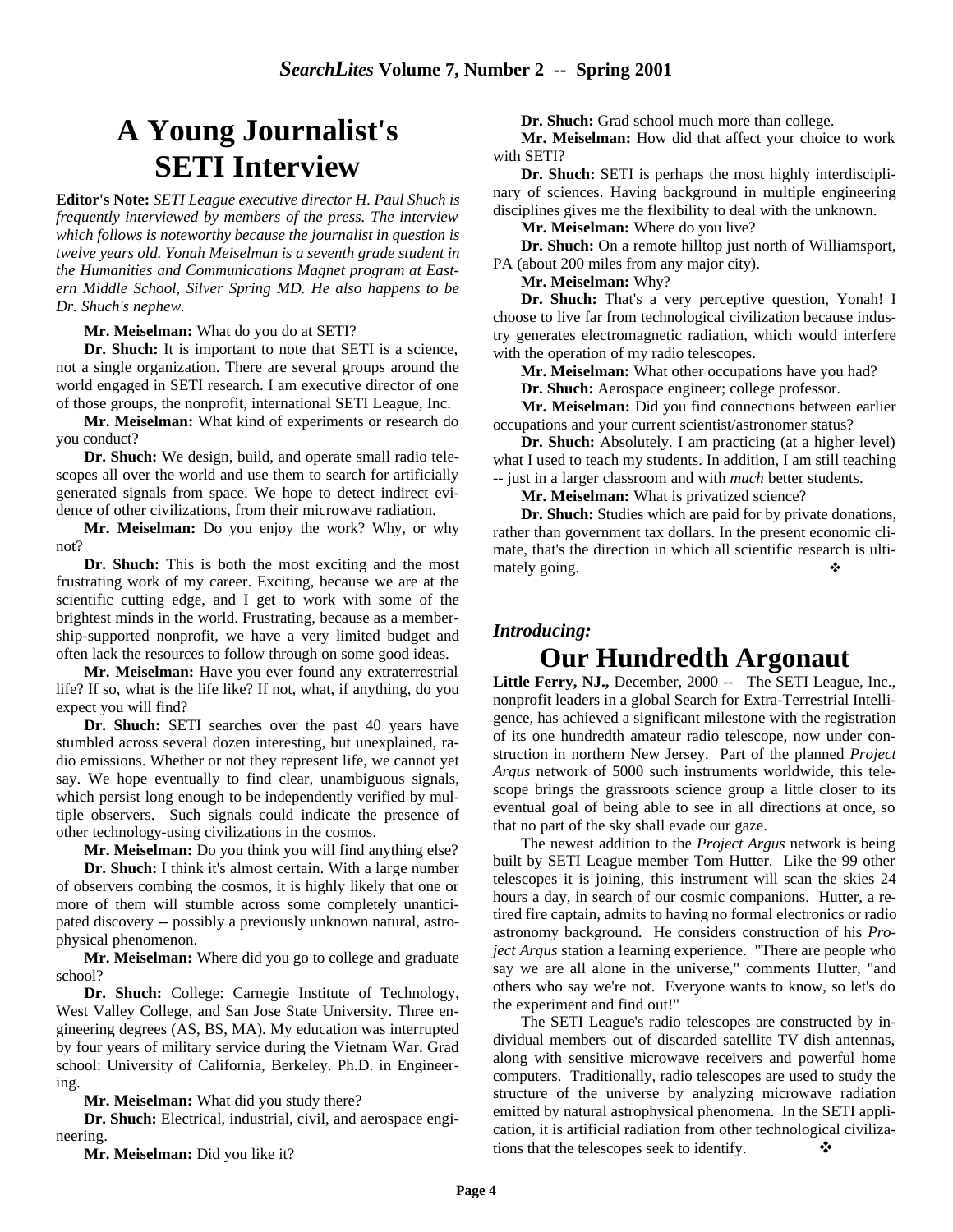# A Young Journalist's SETI Interview

**Editor's Note:** *SETI League executive director H. Paul Shuch is frequently interviewed by members of the press. The interview which follows is noteworthy because the journalist in question is twelve years old. Yonah Meiselman is a seventh grade student in the Humanities and Communications Magnet program at Eastern Middle School, Silver Spring MD. He also happens to be Dr. Shuch's nephew.*

**Mr. Meiselman:** What do you do at SETI?

**Dr. Shuch:** It is important to note that SETI is a science, not a single organization. There are several groups around the world engaged in SETI research. I am executive director of one of those groups, the nonprofit, international SETI League, Inc.

**Mr. Meiselman:** What kind of experiments or research do you conduct?

**Dr. Shuch:** We design, build, and operate small radio telescopes all over the world and use them to search for artificially generated signals from space. We hope to detect indirect evidence of other civilizations, from their microwave radiation.

**Mr. Meiselman:** Do you enjoy the work? Why, or why not?

**Dr. Shuch:** This is both the most exciting and the most frustrating work of my career. Exciting, because we are at the scientific cutting edge, and I get to work with some of the brightest minds in the world. Frustrating, because as a membership-supported nonprofit, we have a very limited budget and often lack the resources to follow through on some good ideas.

**Mr. Meiselman:** Have you ever found any extraterrestrial life? If so, what is the life like? If not, what, if anything, do you expect you will find?

**Dr. Shuch:** SETI searches over the past 40 years have stumbled across several dozen interesting, but unexplained, radio emissions. Whether or not they represent life, we cannot yet say. We hope eventually to find clear, unambiguous signals, which persist long enough to be independently verified by multiple observers. Such signals could indicate the presence of other technology-using civilizations in the cosmos.

**Mr. Meiselman:** Do you think you will find anything else?

**Dr. Shuch:** I think it's almost certain. With a large number of observers combing the cosmos, it is highly likely that one or more of them will stumble across some completely unanticipated discovery -- possibly a previously unknown natural, astrophysical phenomenon.

**Mr. Meiselman:** Where did you go to college and graduate school?

**Dr. Shuch:** College: Carnegie Institute of Technology, West Valley College, and San Jose State University. Three engineering degrees (AS, BS, MA). My education was interrupted by four years of military service during the Vietnam War. Grad school: University of California, Berkeley. Ph.D. in Engineering.

**Mr. Meiselman:** What did you study there?

**Dr. Shuch:** Electrical, industrial, civil, and aerospace engineering.

**Mr. Meiselman:** Did you like it?

**Dr. Shuch:** Grad school much more than college.

**Mr. Meiselman:** How did that affect your choice to work with SETI?

**Dr. Shuch:** SETI is perhaps the most highly interdisciplinary of sciences. Having background in multiple engineering disciplines gives me the flexibility to deal with the unknown.

**Mr. Meiselman:** Where do you live?

**Dr. Shuch:** On a remote hilltop just north of Williamsport, PA (about 200 miles from any major city).

**Mr. Meiselman:** Why?

**Dr. Shuch:** That's a very perceptive question, Yonah! I choose to live far from technological civilization because industry generates electromagnetic radiation, which would interfere with the operation of my radio telescopes.

**Mr. Meiselman:** What other occupations have you had?

**Dr. Shuch:** Aerospace engineer; college professor.

**Mr. Meiselman:** Did you find connections between earlier occupations and your current scientist/astronomer status?

**Dr. Shuch:** Absolutely. I am practicing (at a higher level) what I used to teach my students. In addition, I am still teaching -- just in a larger classroom and with *much* better students.

**Mr. Meiselman:** What is privatized science?

**Dr. Shuch:** Studies which are paid for by private donations, rather than government tax dollars. In the present economic climate, that's the direction in which all scientific research is ultimately going. ❖

*Introducing:*

# Our Hundredth Argonaut

**Little Ferry, NJ.,** December, 2000 -- The SETI League, Inc., nonprofit leaders in a global Search for Extra-Terrestrial Intelligence, has achieved a significant milestone with the registration of its one hundredth amateur radio telescope, now under construction in northern New Jersey. Part of the planned *Project Argus* network of 5000 such instruments worldwide, this telescope brings the grassroots science group a little closer to its eventual goal of being able to see in all directions at once, so that no part of the sky shall evade our gaze.

The newest addition to the *Project Argus* network is being built by SETI League member Tom Hutter. Like the 99 other telescopes it is joining, this instrument will scan the skies 24 hours a day, in search of our cosmic companions. Hutter, a retired fire captain, admits to having no formal electronics or radio astronomy background. He considers construction of his *Project Argus* station a learning experience. "There are people who say we are all alone in the universe," comments Hutter, "and others who say we're not. Everyone wants to know, so let's do the experiment and find out!"

The SETI League's radio telescopes are constructed by individual members out of discarded satellite TV dish antennas, along with sensitive microwave receivers and powerful home computers. Traditionally, radio telescopes are used to study the structure of the universe by analyzing microwave radiation emitted by natural astrophysical phenomena. In the SETI application, it is artificial radiation from other technological civilizations that the telescopes seek to identify. ❖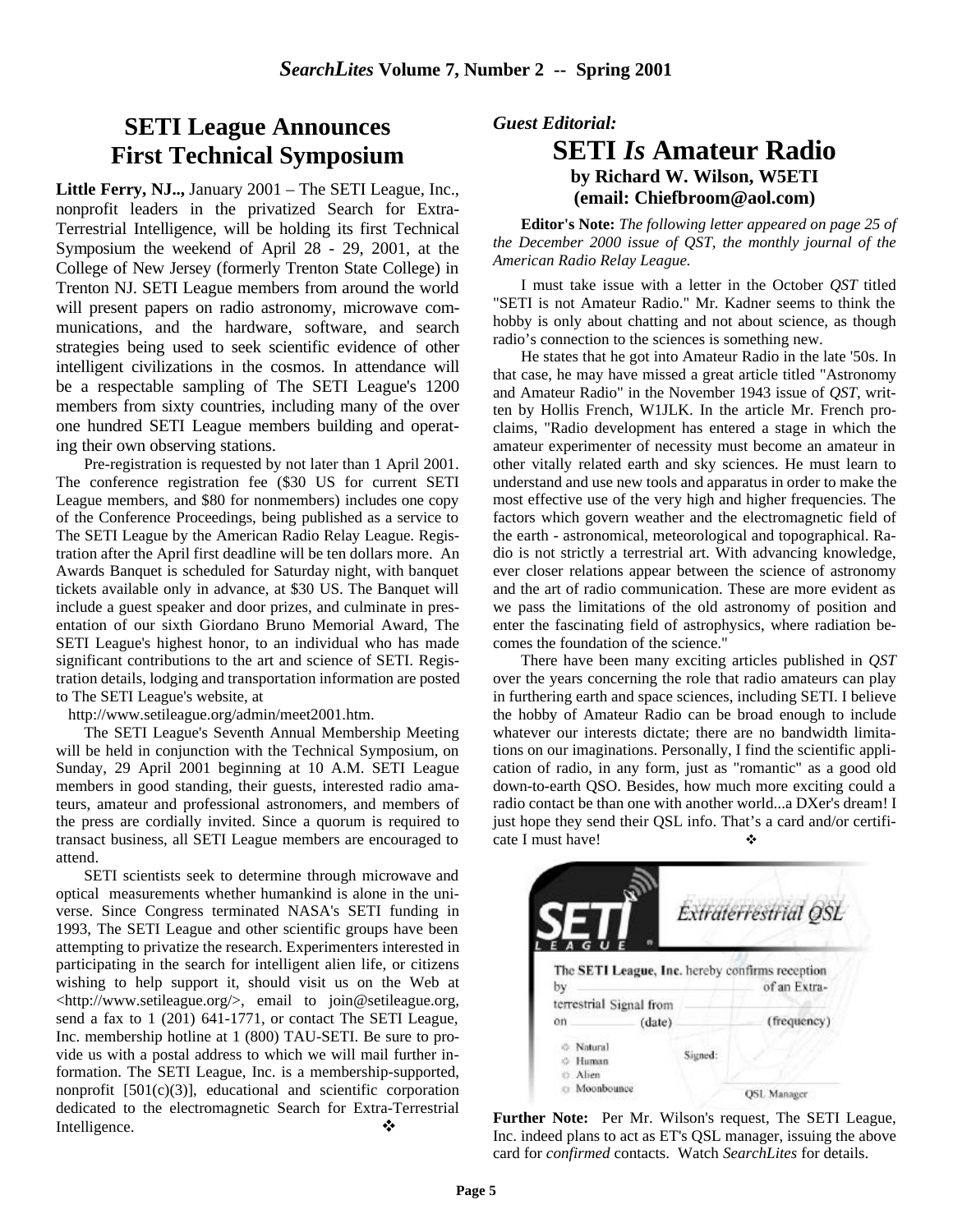## SETI League Announces First Technical Symposium

**Little Ferry, NJ..,** January 2001 – The SETI League, Inc., nonprofit leaders in the privatized Search for Extra-Terrestrial Intelligence, will be holding its first Technical Symposium the weekend of April 28 - 29, 2001, at the College of New Jersey (formerly Trenton State College) in Trenton NJ. SETI League members from around the world will present papers on radio astronomy, microwave communications, and the hardware, software, and search strategies being used to seek scientific evidence of other intelligent civilizations in the cosmos. In attendance will be a respectable sampling of The SETI League's 1200 members from sixty countries, including many of the over one hundred SETI League members building and operating their own observing stations.

Pre-registration is requested by not later than 1 April 2001. The conference registration fee ($30 US for current SETI League members, and $80 for nonmembers) includes one copy of the Conference Proceedings, being published as a service to The SETI League by the American Radio Relay League. Registration after the April first deadline will be ten dollars more. An Awards Banquet is scheduled for Saturday night, with banquet tickets available only in advance, at $30 US. The Banquet will include a guest speaker and door prizes, and culminate in presentation of our sixth Giordano Bruno Memorial Award, The SETI League's highest honor, to an individual who has made significant contributions to the art and science of SETI. Registration details, lodging and transportation information are posted to The SETI League's website, at

http://www.setileague.org/admin/meet2001.htm.

The SETI League's Seventh Annual Membership Meeting will be held in conjunction with the Technical Symposium, on Sunday, 29 April 2001 beginning at 10 A.M. SETI League members in good standing, their guests, interested radio amateurs, amateur and professional astronomers, and members of the press are cordially invited. Since a quorum is required to transact business, all SETI League members are encouraged to attend.

SETI scientists seek to determine through microwave and optical measurements whether humankind is alone in the universe. Since Congress terminated NASA's SETI funding in 1993, The SETI League and other scientific groups have been attempting to privatize the research. Experimenters interested in participating in the search for intelligent alien life, or citizens wishing to help support it, should visit us on the Web at <http://www.setileague.org/>, email to join@setileague.org, send a fax to 1 (201) 641-1771, or contact The SETI League, Inc. membership hotline at 1 (800) TAU-SETI. Be sure to provide us with a postal address to which we will mail further information. The SETI League, Inc. is a membership-supported, nonprofit [501(c)(3)], educational and scientific corporation dedicated to the electromagnetic Search for Extra-Terrestrial Intelligence. ❖

*Guest Editorial:*

## SETI *Is* Amateur Radio

**by Richard W. Wilson, W5ETI**
**(email: Chiefbroom@aol.com)**

**Editor's Note:** *The following letter appeared on page 25 of the December 2000 issue of QST, the monthly journal of the American Radio Relay League.*

I must take issue with a letter in the October *QST* titled "SETI is not Amateur Radio." Mr. Kadner seems to think the hobby is only about chatting and not about science, as though radio's connection to the sciences is something new.

He states that he got into Amateur Radio in the late '50s. In that case, he may have missed a great article titled "Astronomy and Amateur Radio" in the November 1943 issue of *QST*, written by Hollis French, W1JLK. In the article Mr. French proclaims, "Radio development has entered a stage in which the amateur experimenter of necessity must become an amateur in other vitally related earth and sky sciences. He must learn to understand and use new tools and apparatus in order to make the most effective use of the very high and higher frequencies. The factors which govern weather and the electromagnetic field of the earth - astronomical, meteorological and topographical. Radio is not strictly a terrestrial art. With advancing knowledge, ever closer relations appear between the science of astronomy and the art of radio communication. These are more evident as we pass the limitations of the old astronomy of position and enter the fascinating field of astrophysics, where radiation becomes the foundation of the science."

There have been many exciting articles published in *QST* over the years concerning the role that radio amateurs can play in furthering earth and space sciences, including SETI. I believe the hobby of Amateur Radio can be broad enough to include whatever our interests dictate; there are no bandwidth limitations on our imaginations. Personally, I find the scientific application of radio, in any form, just as "romantic" as a good old down-to-earth QSO. Besides, how much more exciting could a radio contact be than one with another world...a DXer's dream! I just hope they send their QSL info. That's a card and/or certificate I must have! ❖

SETI LEAGUE — Extraterrestrial QSL

The **SETI League, Inc.** hereby confirms reception by ______ of an Extra-terrestrial Signal from ______ on ______ (date) ______ (frequency)

- Natural
- Human
- Alien
- Moonbounce

Signed: ______ QSL Manager

**Further Note:** Per Mr. Wilson's request, The SETI League, Inc. indeed plans to act as ET's QSL manager, issuing the above card for *confirmed* contacts. Watch *SearchLites* for details.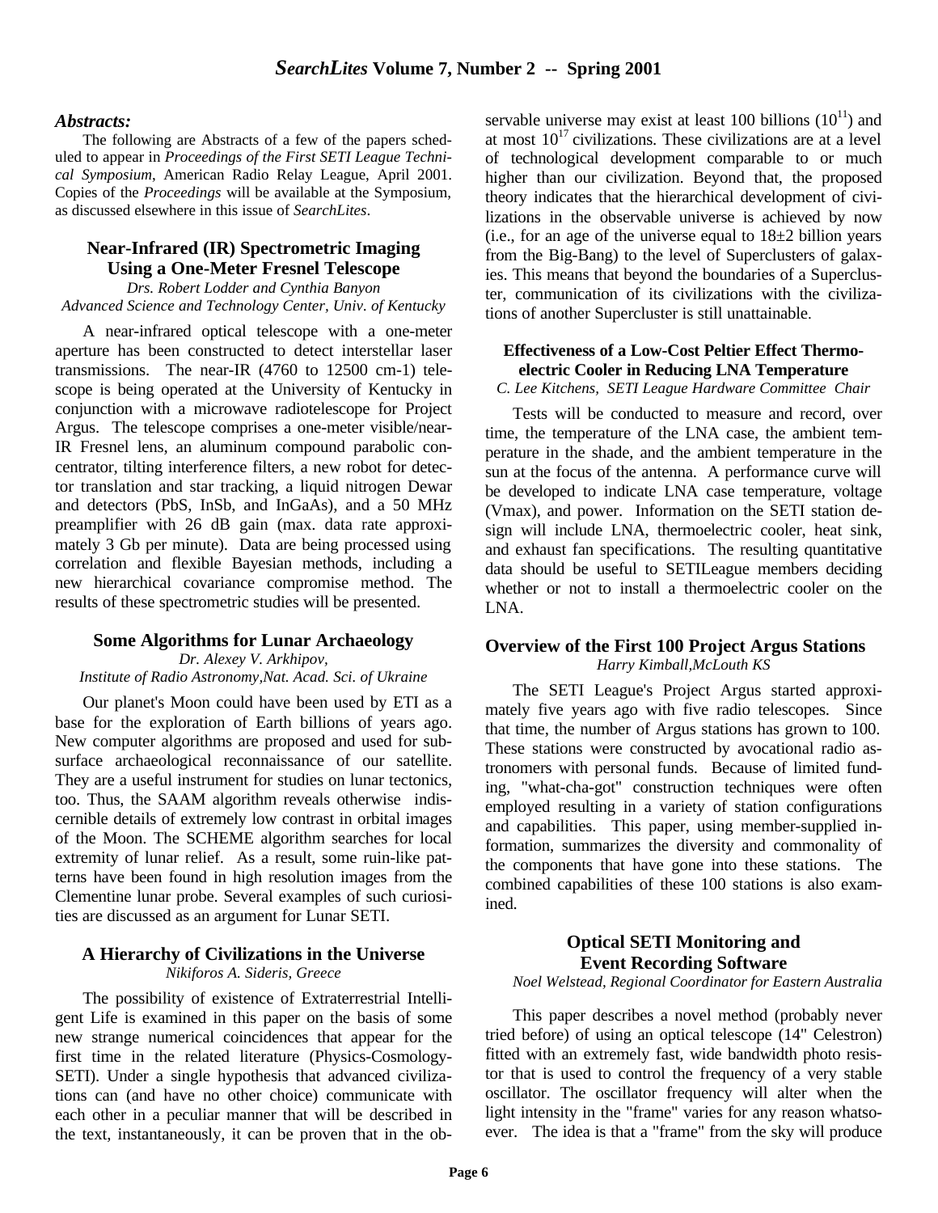## *Abstracts:*

The following are Abstracts of a few of the papers scheduled to appear in *Proceedings of the First SETI League Technical Symposium*, American Radio Relay League, April 2001. Copies of the *Proceedings* will be available at the Symposium, as discussed elsewhere in this issue of *SearchLites*.

### Near-Infrared (IR) Spectrometric Imaging Using a One-Meter Fresnel Telescope

*Drs. Robert Lodder and Cynthia Banyon*
*Advanced Science and Technology Center, Univ. of Kentucky*

A near-infrared optical telescope with a one-meter aperture has been constructed to detect interstellar laser transmissions. The near-IR (4760 to 12500 cm-1) telescope is being operated at the University of Kentucky in conjunction with a microwave radiotelescope for Project Argus. The telescope comprises a one-meter visible/near-IR Fresnel lens, an aluminum compound parabolic concentrator, tilting interference filters, a new robot for detector translation and star tracking, a liquid nitrogen Dewar and detectors (PbS, InSb, and InGaAs), and a 50 MHz preamplifier with 26 dB gain (max. data rate approximately 3 Gb per minute). Data are being processed using correlation and flexible Bayesian methods, including a new hierarchical covariance compromise method. The results of these spectrometric studies will be presented.

### Some Algorithms for Lunar Archaeology

*Dr. Alexey V. Arkhipov,*
*Institute of Radio Astronomy,Nat. Acad. Sci. of Ukraine*

Our planet's Moon could have been used by ETI as a base for the exploration of Earth billions of years ago. New computer algorithms are proposed and used for subsurface archaeological reconnaissance of our satellite. They are a useful instrument for studies on lunar tectonics, too. Thus, the SAAM algorithm reveals otherwise indiscernible details of extremely low contrast in orbital images of the Moon. The SCHEME algorithm searches for local extremity of lunar relief. As a result, some ruin-like patterns have been found in high resolution images from the Clementine lunar probe. Several examples of such curiosities are discussed as an argument for Lunar SETI.

### A Hierarchy of Civilizations in the Universe

*Nikiforos A. Sideris, Greece*

The possibility of existence of Extraterrestrial Intelligent Life is examined in this paper on the basis of some new strange numerical coincidences that appear for the first time in the related literature (Physics-Cosmology-SETI). Under a single hypothesis that advanced civilizations can (and have no other choice) communicate with each other in a peculiar manner that will be described in the text, instantaneously, it can be proven that in the observable universe may exist at least 100 billions ($10^{11}$) and at most $10^{17}$ civilizations. These civilizations are at a level of technological development comparable to or much higher than our civilization. Beyond that, the proposed theory indicates that the hierarchical development of civilizations in the observable universe is achieved by now (i.e., for an age of the universe equal to 18±2 billion years from the Big-Bang) to the level of Superclusters of galaxies. This means that beyond the boundaries of a Supercluster, communication of its civilizations with the civilizations of another Supercluster is still unattainable.

### Effectiveness of a Low-Cost Peltier Effect Thermoelectric Cooler in Reducing LNA Temperature

*C. Lee Kitchens, SETI League Hardware Committee Chair*

Tests will be conducted to measure and record, over time, the temperature of the LNA case, the ambient temperature in the shade, and the ambient temperature in the sun at the focus of the antenna. A performance curve will be developed to indicate LNA case temperature, voltage (Vmax), and power. Information on the SETI station design will include LNA, thermoelectric cooler, heat sink, and exhaust fan specifications. The resulting quantitative data should be useful to SETILeague members deciding whether or not to install a thermoelectric cooler on the LNA.

### Overview of the First 100 Project Argus Stations

*Harry Kimball,McLouth KS*

The SETI League's Project Argus started approximately five years ago with five radio telescopes. Since that time, the number of Argus stations has grown to 100. These stations were constructed by avocational radio astronomers with personal funds. Because of limited funding, "what-cha-got" construction techniques were often employed resulting in a variety of station configurations and capabilities. This paper, using member-supplied information, summarizes the diversity and commonality of the components that have gone into these stations. The combined capabilities of these 100 stations is also examined.

### Optical SETI Monitoring and Event Recording Software

*Noel Welstead, Regional Coordinator for Eastern Australia*

This paper describes a novel method (probably never tried before) of using an optical telescope (14" Celestron) fitted with an extremely fast, wide bandwidth photo resistor that is used to control the frequency of a very stable oscillator. The oscillator frequency will alter when the light intensity in the "frame" varies for any reason whatsoever. The idea is that a "frame" from the sky will produce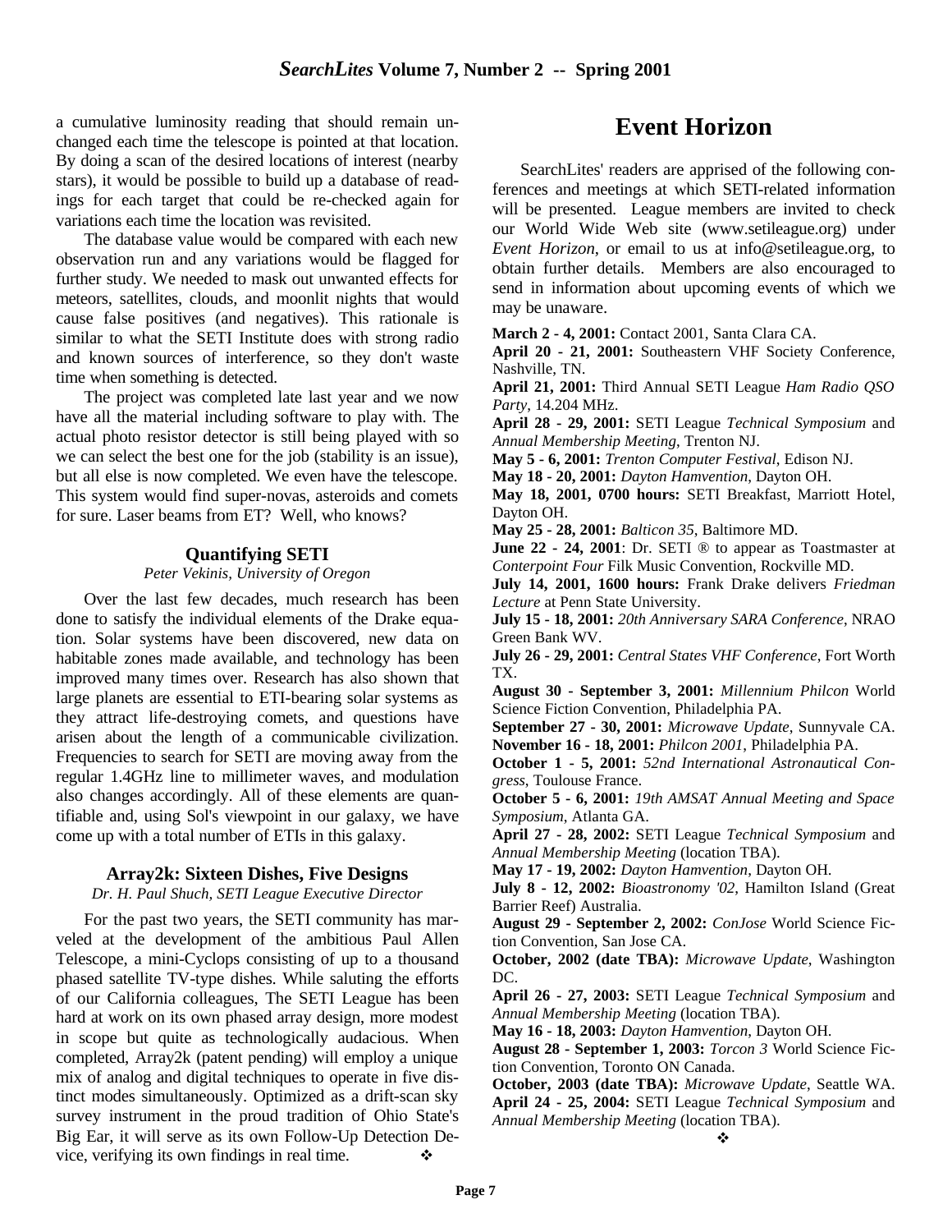a cumulative luminosity reading that should remain unchanged each time the telescope is pointed at that location. By doing a scan of the desired locations of interest (nearby stars), it would be possible to build up a database of readings for each target that could be re-checked again for variations each time the location was revisited.

The database value would be compared with each new observation run and any variations would be flagged for further study. We needed to mask out unwanted effects for meteors, satellites, clouds, and moonlit nights that would cause false positives (and negatives). This rationale is similar to what the SETI Institute does with strong radio and known sources of interference, so they don't waste time when something is detected.

The project was completed late last year and we now have all the material including software to play with. The actual photo resistor detector is still being played with so we can select the best one for the job (stability is an issue), but all else is now completed. We even have the telescope. This system would find super-novas, asteroids and comets for sure. Laser beams from ET? Well, who knows?

### Quantifying SETI

*Peter Vekinis, University of Oregon*

Over the last few decades, much research has been done to satisfy the individual elements of the Drake equation. Solar systems have been discovered, new data on habitable zones made available, and technology has been improved many times over. Research has also shown that large planets are essential to ETI-bearing solar systems as they attract life-destroying comets, and questions have arisen about the length of a communicable civilization. Frequencies to search for SETI are moving away from the regular 1.4GHz line to millimeter waves, and modulation also changes accordingly. All of these elements are quantifiable and, using Sol's viewpoint in our galaxy, we have come up with a total number of ETIs in this galaxy.

### Array2k: Sixteen Dishes, Five Designs

*Dr. H. Paul Shuch, SETI League Executive Director*

For the past two years, the SETI community has marveled at the development of the ambitious Paul Allen Telescope, a mini-Cyclops consisting of up to a thousand phased satellite TV-type dishes. While saluting the efforts of our California colleagues, The SETI League has been hard at work on its own phased array design, more modest in scope but quite as technologically audacious. When completed, Array2k (patent pending) will employ a unique mix of analog and digital techniques to operate in five distinct modes simultaneously. Optimized as a drift-scan sky survey instrument in the proud tradition of Ohio State's Big Ear, it will serve as its own Follow-Up Detection Device, verifying its own findings in real time. ❖

## Event Horizon

SearchLites' readers are apprised of the following conferences and meetings at which SETI-related information will be presented. League members are invited to check our World Wide Web site (www.setileague.org) under *Event Horizon*, or email to us at info@setileague.org, to obtain further details. Members are also encouraged to send in information about upcoming events of which we may be unaware.

**March 2 - 4, 2001:** Contact 2001, Santa Clara CA.
**April 20 - 21, 2001:** Southeastern VHF Society Conference, Nashville, TN.
**April 21, 2001:** Third Annual SETI League *Ham Radio QSO Party*, 14.204 MHz.
**April 28 - 29, 2001:** SETI League *Technical Symposium* and *Annual Membership Meeting*, Trenton NJ.
**May 5 - 6, 2001:** *Trenton Computer Festival*, Edison NJ.
**May 18 - 20, 2001:** *Dayton Hamvention*, Dayton OH.
**May 18, 2001, 0700 hours:** SETI Breakfast, Marriott Hotel, Dayton OH.
**May 25 - 28, 2001:** *Balticon 35*, Baltimore MD.
**June 22 - 24, 2001**: Dr. SETI ® to appear as Toastmaster at *Conterpoint Four* Filk Music Convention, Rockville MD.
**July 14, 2001, 1600 hours:** Frank Drake delivers *Friedman Lecture* at Penn State University.
**July 15 - 18, 2001:** *20th Anniversary SARA Conference*, NRAO Green Bank WV.
**July 26 - 29, 2001:** *Central States VHF Conference*, Fort Worth TX.
**August 30 - September 3, 2001:** *Millennium Philcon* World Science Fiction Convention, Philadelphia PA.
**September 27 - 30, 2001:** *Microwave Update*, Sunnyvale CA.
**November 16 - 18, 2001:** *Philcon 2001*, Philadelphia PA.
**October 1 - 5, 2001:** *52nd International Astronautical Congress*, Toulouse France.
**October 5 - 6, 2001:** *19th AMSAT Annual Meeting and Space Symposium*, Atlanta GA.
**April 27 - 28, 2002:** SETI League *Technical Symposium* and *Annual Membership Meeting* (location TBA).
**May 17 - 19, 2002:** *Dayton Hamvention*, Dayton OH.
**July 8 - 12, 2002:** *Bioastronomy '02*, Hamilton Island (Great Barrier Reef) Australia.
**August 29 - September 2, 2002:** *ConJose* World Science Fiction Convention, San Jose CA.
**October, 2002 (date TBA):** *Microwave Update*, Washington DC.
**April 26 - 27, 2003:** SETI League *Technical Symposium* and *Annual Membership Meeting* (location TBA).
**May 16 - 18, 2003:** *Dayton Hamvention*, Dayton OH.
**August 28 - September 1, 2003:** *Torcon 3* World Science Fiction Convention, Toronto ON Canada.
**October, 2003 (date TBA):** *Microwave Update*, Seattle WA.
**April 24 - 25, 2004:** SETI League *Technical Symposium* and *Annual Membership Meeting* (location TBA).

❖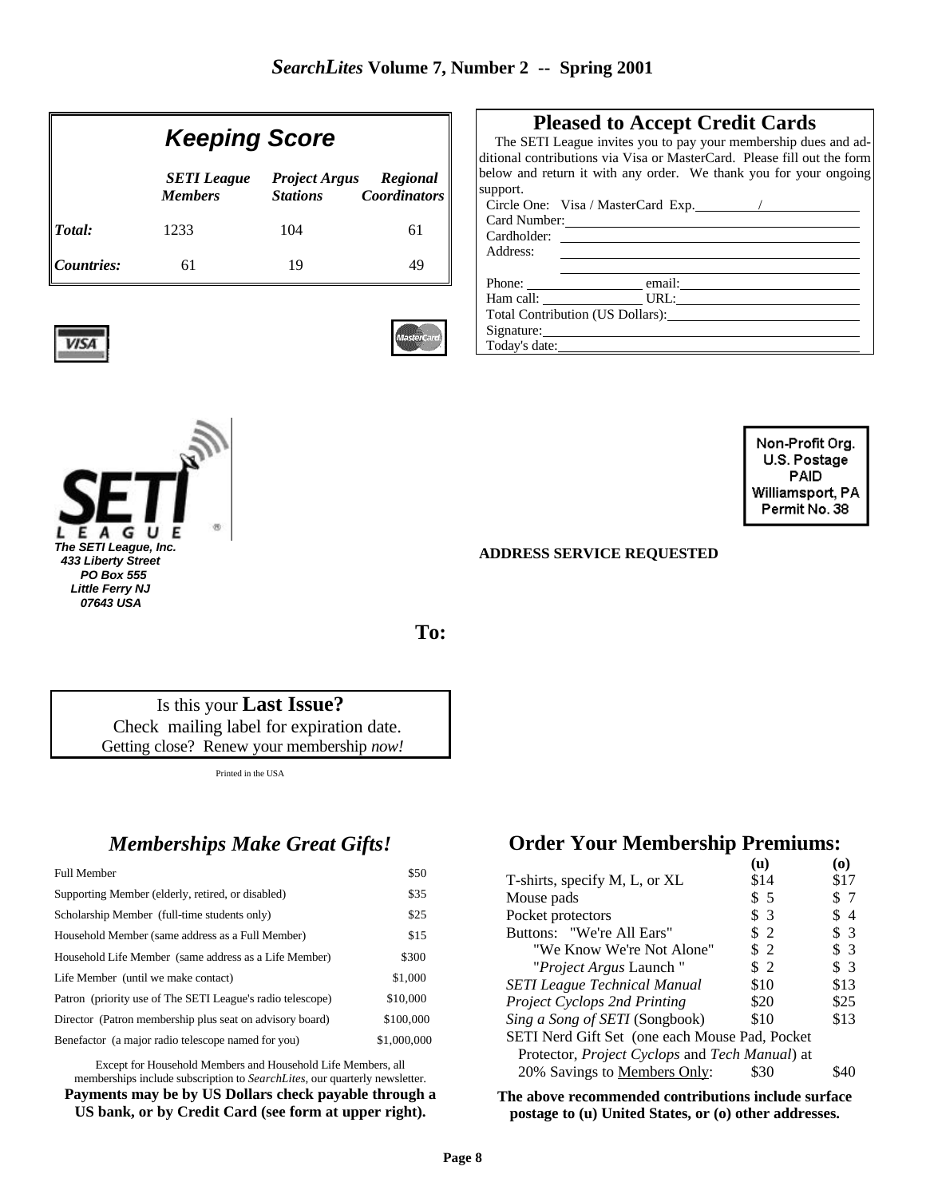## Keeping Score

| | SETI League Members | Project Argus Stations | Regional Coordinators |
|---|---|---|---|
| *Total:* | 1233 | 104 | 61 |
| *Countries:* | 61 | 19 | 49 |

## Pleased to Accept Credit Cards

The SETI League invites you to pay your membership dues and additional contributions via Visa or MasterCard. Please fill out the form below and return it with any order. We thank you for your ongoing support.

Circle One: Visa / MasterCard Exp. ________ / ________

Card Number: ____________________

Cardholder: ____________________

Address: ____________________

____________________

Phone: ____________ email: ____________

Ham call: ____________ URL: ____________

Total Contribution (US Dollars): ____________

Signature: ____________________

Today's date: ____________________

*The SETI League, Inc.*
*433 Liberty Street*
*PO Box 555*
*Little Ferry NJ*
*07643 USA*

Non-Profit Org.
U.S. Postage
PAID
Williamsport, PA
Permit No. 38

**ADDRESS SERVICE REQUESTED**

**To:**

Is this your **Last Issue?**
Check mailing label for expiration date.
Getting close? Renew your membership *now!*

Printed in the USA

## *Memberships Make Great Gifts!*

| | |
|---|---|
| Full Member | $50 |
| Supporting Member (elderly, retired, or disabled) | $35 |
| Scholarship Member (full-time students only) | $25 |
| Household Member (same address as a Full Member) | $15 |
| Household Life Member (same address as a Life Member) | $300 |
| Life Member (until we make contact) | $1,000 |
| Patron (priority use of The SETI League's radio telescope) | $10,000 |
| Director (Patron membership plus seat on advisory board) | $100,000 |
| Benefactor (a major radio telescope named for you) | $1,000,000 |

Except for Household Members and Household Life Members, all memberships include subscription to *SearchLites*, our quarterly newsletter.

**Payments may be by US Dollars check payable through a US bank, or by Credit Card (see form at upper right).**

## Order Your Membership Premiums:

| | (u) | (o) |
|---|---|---|
| T-shirts, specify M, L, or XL | $14 | $17 |
| Mouse pads | $ 5 | $ 7 |
| Pocket protectors | $ 3 | $ 4 |
| Buttons: "We're All Ears" | $ 2 | $ 3 |
| "We Know We're Not Alone" | $ 2 | $ 3 |
| "*Project Argus* Launch " | $ 2 | $ 3 |
| *SETI League Technical Manual* | $10 | $13 |
| *Project Cyclops 2nd Printing* | $20 | $25 |
| *Sing a Song of SETI* (Songbook) | $10 | $13 |
| SETI Nerd Gift Set (one each Mouse Pad, Pocket Protector, *Project Cyclops* and *Tech Manual*) at 20% Savings to Members Only: | $30 | $40 |

**The above recommended contributions include surface postage to (u) United States, or (o) other addresses.**